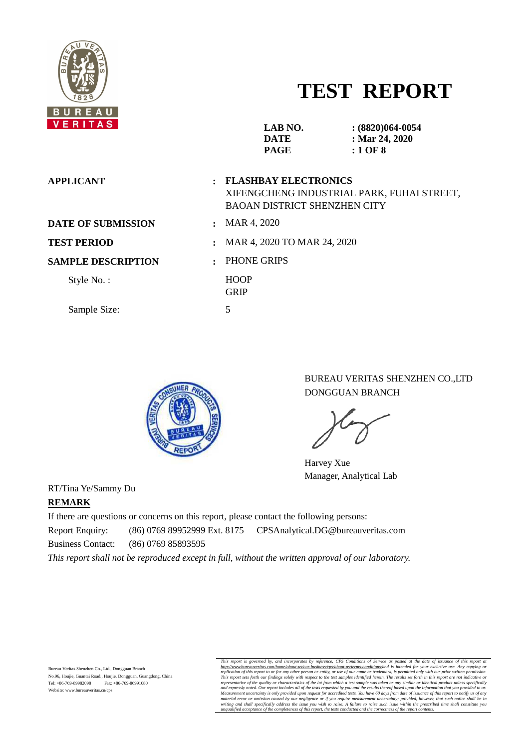# TEST REPORT

**LAB NO.** : **(8820)064-0054**
**DATE** : **Mar 24, 2020**

**APPLICANT** : **FLASHBAY ELECTRONICS**
XIFENGCHENG INDUSTRIAL PARK, FUHAI STREET, BAOAN DISTRICT SHENZHEN CITY

**DATE OF SUBMISSION** : MAR 4, 2020

**TEST PERIOD** : MAR 4, 2020 TO MAR 24, 2020

**SAMPLE DESCRIPTION** : PHONE GRIPS

Style No. : HOOP
GRIP

Sample Size: 5

BUREAU VERITAS SHENZHEN CO.,LTD
DONGGUAN BRANCH

Harvey Xue
Manager, Analytical Lab

RT/Tina Ye/Sammy Du

**REMARK**

If there are questions or concerns on this report, please contact the following persons:

Report Enquiry: (86) 0769 89952999 Ext. 8175 CPSAnalytical.DG@bureauveritas.com

Business Contact: (86) 0769 85893595

*This report shall not be reproduced except in full, without the written approval of our laboratory.*

Bureau Veritas Shenzhen Co., Ltd., Dongguan Branch
No.96, Houjie, Guantai Road., Houjie, Dongguan, Guangdong, China
Tel: +86-769-89982098 Fax: +86-769-86991080
Website: www.bureauveritas.cn/cps

*This report is governed by, and incorporates by reference, CPS Conditions of Service as posted at the date of issuance of this report at http://www.bureauveritas.com/home/about-us/our-business/cps/about-us/terms-conditions/and is intended for your exclusive use. Any copying or replication of this report to or for any other person or entity, or use of our name or trademark, is permitted only with our prior written permission. This report sets forth our findings solely with respect to the test samples identified herein. The results set forth in this report are not indicative or representative of the quality or characteristics of the lot from which a test sample was taken or any similar or identical product unless specifically and expressly noted. Our report includes all of the tests requested by you and the results thereof based upon the information that you provided to us. Measurement uncertainty is only provided upon request for accredited tests. You have 60 days from date of issuance of this report to notify us of any material error or omission caused by our negligence or if you require measurement uncertainty; provided, however, that such notice shall be in writing and shall specifically address the issue you wish to raise. A failure to raise such issue within the prescribed time shall constitute you unqualified acceptance of the completeness of this report, the tests conducted and the correctness of the report contents.*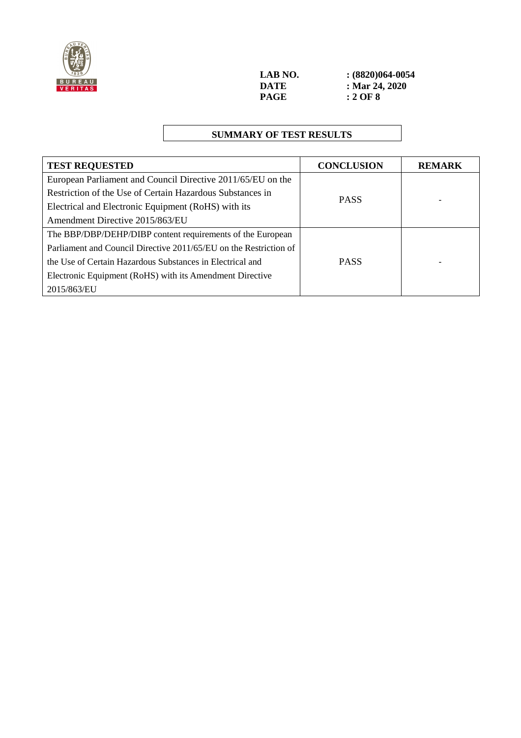LAB NO. : (8820)064-0054
DATE : Mar 24, 2020

## SUMMARY OF TEST RESULTS

| TEST REQUESTED | CONCLUSION | REMARK |
|---|---|---|
| European Parliament and Council Directive 2011/65/EU on the Restriction of the Use of Certain Hazardous Substances in Electrical and Electronic Equipment (RoHS) with its Amendment Directive 2015/863/EU | PASS | - |
| The BBP/DBP/DEHP/DIBP content requirements of the European Parliament and Council Directive 2011/65/EU on the Restriction of the Use of Certain Hazardous Substances in Electrical and Electronic Equipment (RoHS) with its Amendment Directive 2015/863/EU | PASS | - |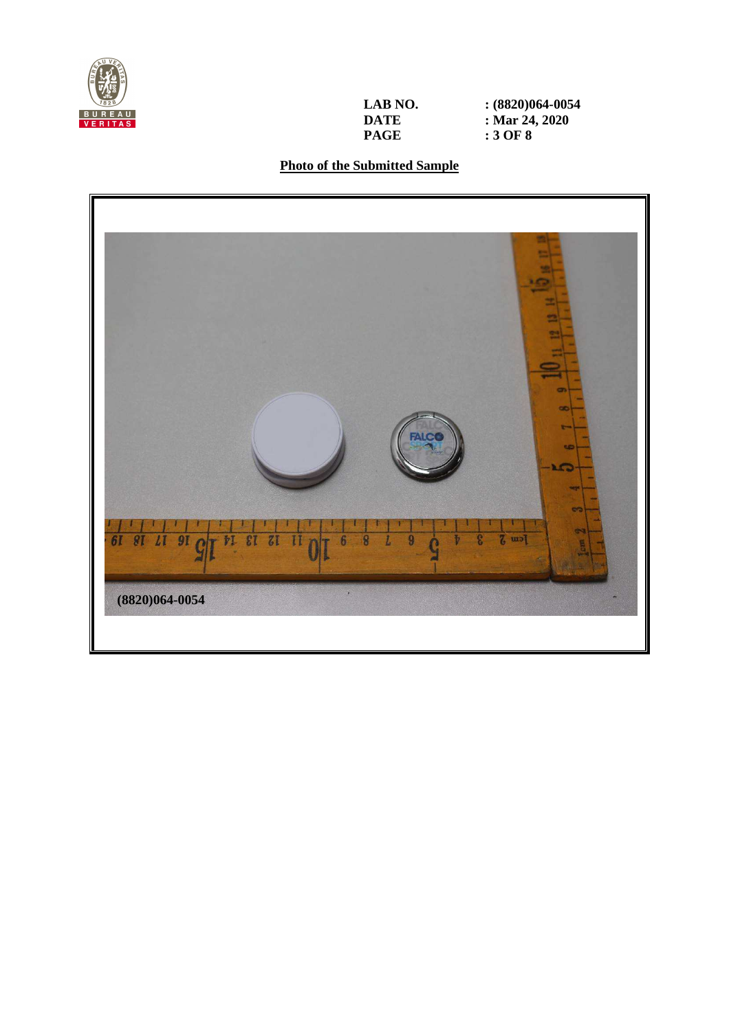**LAB NO.** : (8820)064-0054
**DATE** : Mar 24, 2020

## Photo of the Submitted Sample

(8820)064-0054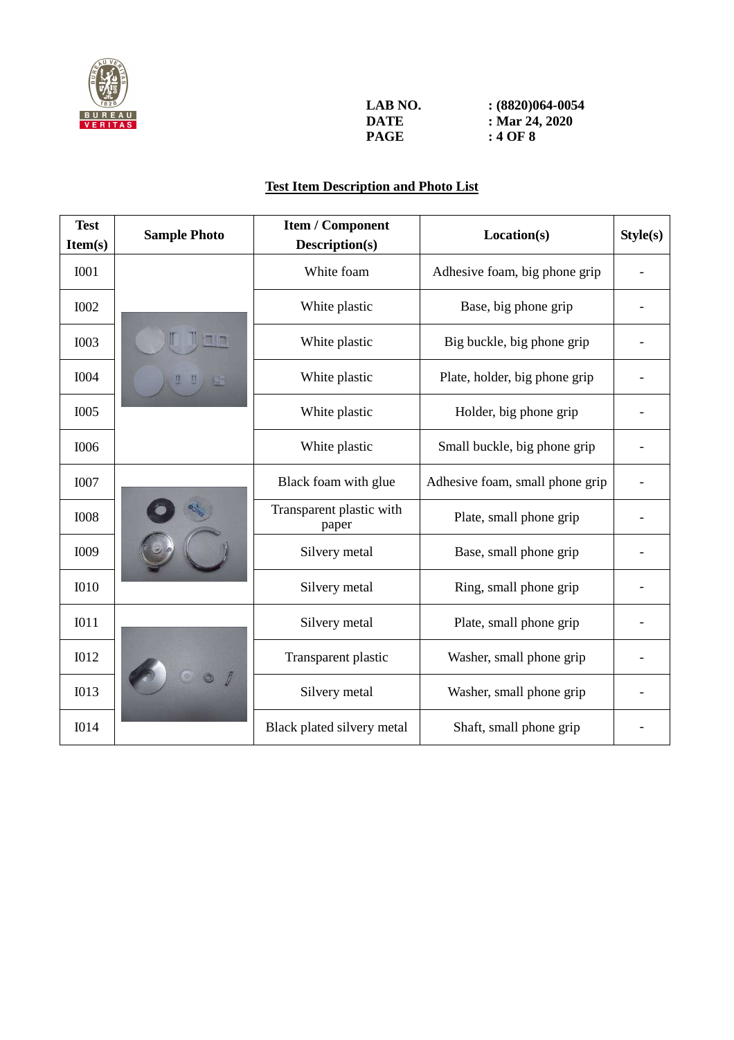LAB NO. : (8820)064-0054
DATE : Mar 24, 2020

## Test Item Description and Photo List

| Test Item(s) | Sample Photo | Item / Component Description(s) | Location(s) | Style(s) |
|---|---|---|---|---|
| I001 | | White foam | Adhesive foam, big phone grip | - |
| I002 | | White plastic | Base, big phone grip | - |
| I003 | | White plastic | Big buckle, big phone grip | - |
| I004 | | White plastic | Plate, holder, big phone grip | - |
| I005 | | White plastic | Holder, big phone grip | - |
| I006 | | White plastic | Small buckle, big phone grip | - |
| I007 | | Black foam with glue | Adhesive foam, small phone grip | - |
| I008 | | Transparent plastic with paper | Plate, small phone grip | - |
| I009 | | Silvery metal | Base, small phone grip | - |
| I010 | | Silvery metal | Ring, small phone grip | - |
| I011 | | Silvery metal | Plate, small phone grip | - |
| I012 | | Transparent plastic | Washer, small phone grip | - |
| I013 | | Silvery metal | Washer, small phone grip | - |
| I014 | | Black plated silvery metal | Shaft, small phone grip | - |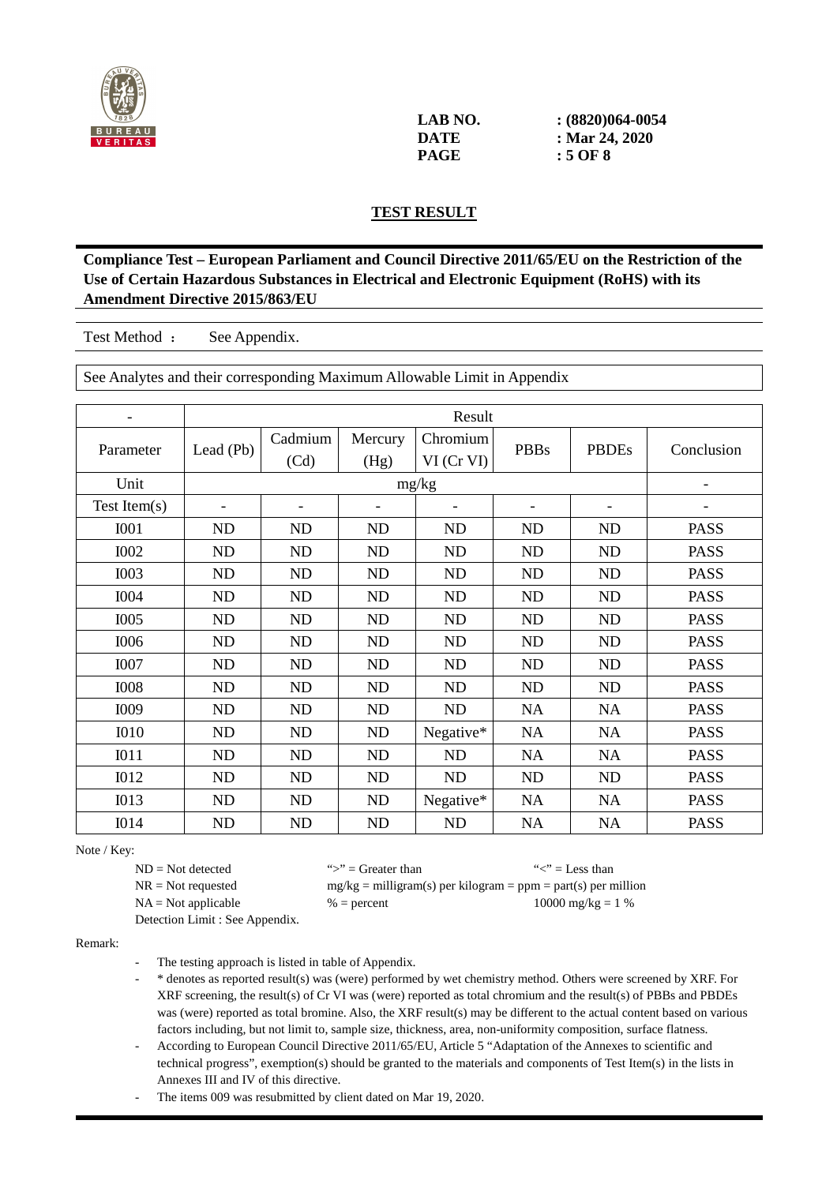LAB NO. : (8820)064-0054
DATE : Mar 24, 2020

## TEST RESULT

**Compliance Test – European Parliament and Council Directive 2011/65/EU on the Restriction of the Use of Certain Hazardous Substances in Electrical and Electronic Equipment (RoHS) with its Amendment Directive 2015/863/EU**

Test Method ： See Appendix.

See Analytes and their corresponding Maximum Allowable Limit in Appendix

| - | Result | | | | | | |
|---|---|---|---|---|---|---|---|
| Parameter | Lead (Pb) | Cadmium (Cd) | Mercury (Hg) | Chromium VI (Cr VI) | PBBs | PBDEs | Conclusion |
| Unit | mg/kg | | | | | | - |
| Test Item(s) | - | - | - | - | - | - | - |
| I001 | ND | ND | ND | ND | ND | ND | PASS |
| I002 | ND | ND | ND | ND | ND | ND | PASS |
| I003 | ND | ND | ND | ND | ND | ND | PASS |
| I004 | ND | ND | ND | ND | ND | ND | PASS |
| I005 | ND | ND | ND | ND | ND | ND | PASS |
| I006 | ND | ND | ND | ND | ND | ND | PASS |
| I007 | ND | ND | ND | ND | ND | ND | PASS |
| I008 | ND | ND | ND | ND | ND | ND | PASS |
| I009 | ND | ND | ND | ND | NA | NA | PASS |
| I010 | ND | ND | ND | Negative* | NA | NA | PASS |
| I011 | ND | ND | ND | ND | NA | NA | PASS |
| I012 | ND | ND | ND | ND | ND | ND | PASS |
| I013 | ND | ND | ND | Negative* | NA | NA | PASS |
| I014 | ND | ND | ND | ND | NA | NA | PASS |

Note / Key:

ND = Not detected　　">" = Greater than　　"<" = Less than
NR = Not requested　　mg/kg = milligram(s) per kilogram = ppm = part(s) per million
NA = Not applicable　　% = percent　　10000 mg/kg = 1 %
Detection Limit : See Appendix.

Remark:

- The testing approach is listed in table of Appendix.
- * denotes as reported result(s) was (were) performed by wet chemistry method. Others were screened by XRF. For XRF screening, the result(s) of Cr VI was (were) reported as total chromium and the result(s) of PBBs and PBDEs was (were) reported as total bromine. Also, the XRF result(s) may be different to the actual content based on various factors including, but not limit to, sample size, thickness, area, non-uniformity composition, surface flatness.
- According to European Council Directive 2011/65/EU, Article 5 "Adaptation of the Annexes to scientific and technical progress", exemption(s) should be granted to the materials and components of Test Item(s) in the lists in Annexes III and IV of this directive.
- The items 009 was resubmitted by client dated on Mar 19, 2020.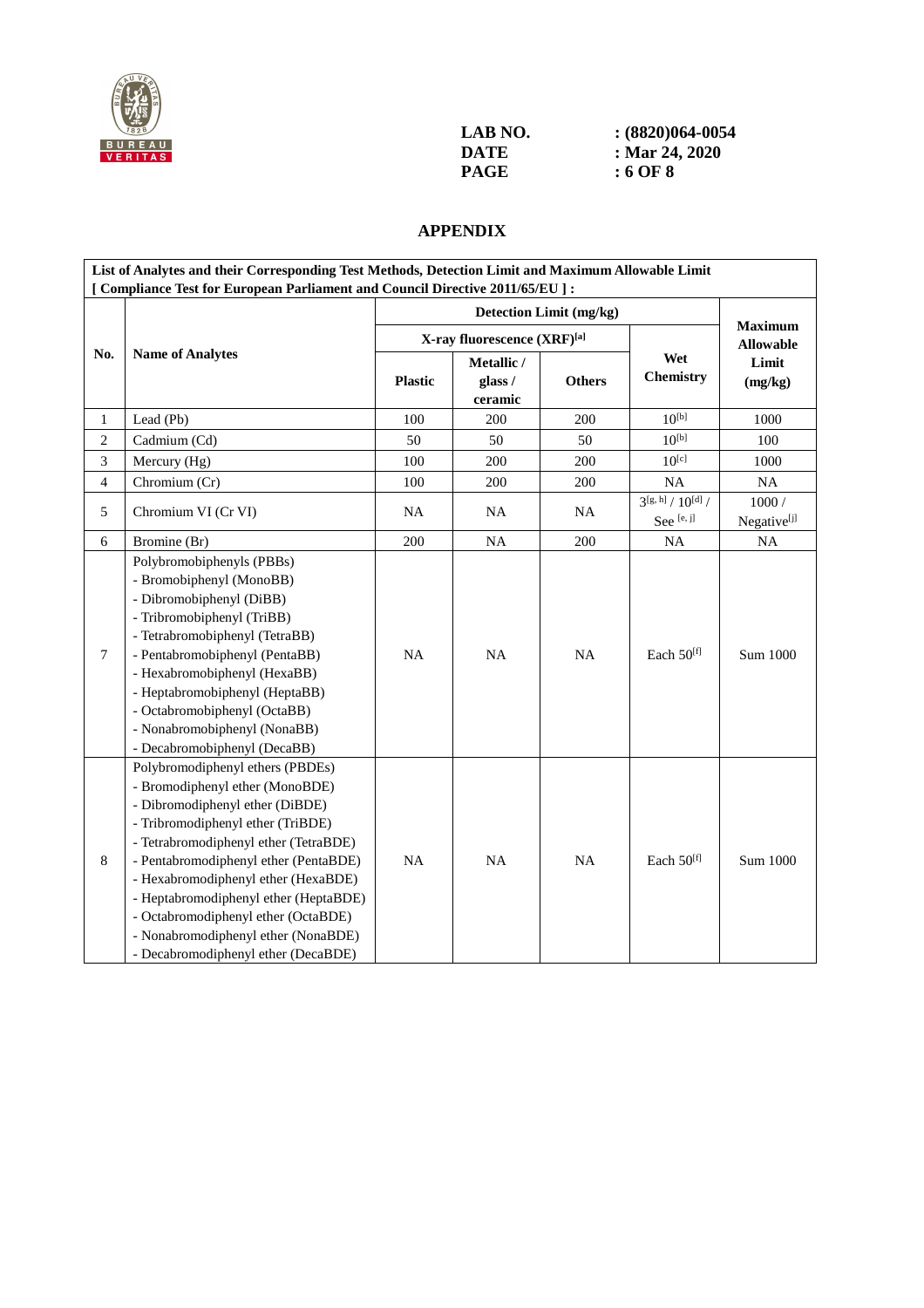LAB NO. : (8820)064-0054
DATE : Mar 24, 2020

## APPENDIX

**List of Analytes and their Corresponding Test Methods, Detection Limit and Maximum Allowable Limit**
**[ Compliance Test for European Parliament and Council Directive 2011/65/EU ] :**

| No. | Name of Analytes | Detection Limit (mg/kg) | | | | Maximum Allowable Limit (mg/kg) |
|---|---|---|---|---|---|---|
| | | X-ray fluorescence (XRF)[a] | | | Wet Chemistry | |
| | | Plastic | Metallic / glass / ceramic | Others | | |
| 1 | Lead (Pb) | 100 | 200 | 200 | 10[b] | 1000 |
| 2 | Cadmium (Cd) | 50 | 50 | 50 | 10[b] | 100 |
| 3 | Mercury (Hg) | 100 | 200 | 200 | 10[c] | 1000 |
| 4 | Chromium (Cr) | 100 | 200 | 200 | NA | NA |
| 5 | Chromium VI (Cr VI) | NA | NA | NA | 3[g, h] / 10[d] / See [e, j] | 1000 / Negative[j] |
| 6 | Bromine (Br) | 200 | NA | 200 | NA | NA |
| 7 | Polybromobiphenyls (PBBs)<br>- Bromobiphenyl (MonoBB)<br>- Dibromobiphenyl (DiBB)<br>- Tribromobiphenyl (TriBB)<br>- Tetrabromobiphenyl (TetraBB)<br>- Pentabromobiphenyl (PentaBB)<br>- Hexabromobiphenyl (HexaBB)<br>- Heptabromobiphenyl (HeptaBB)<br>- Octabromobiphenyl (OctaBB)<br>- Nonabromobiphenyl (NonaBB)<br>- Decabromobiphenyl (DecaBB) | NA | NA | NA | Each 50[f] | Sum 1000 |
| 8 | Polybromodiphenyl ethers (PBDEs)<br>- Bromodiphenyl ether (MonoBDE)<br>- Dibromodiphenyl ether (DiBDE)<br>- Tribromodiphenyl ether (TriBDE)<br>- Tetrabromodiphenyl ether (TetraBDE)<br>- Pentabromodiphenyl ether (PentaBDE)<br>- Hexabromodiphenyl ether (HexaBDE)<br>- Heptabromodiphenyl ether (HeptaBDE)<br>- Octabromodiphenyl ether (OctaBDE)<br>- Nonabromodiphenyl ether (NonaBDE)<br>- Decabromodiphenyl ether (DecaBDE) | NA | NA | NA | Each 50[f] | Sum 1000 |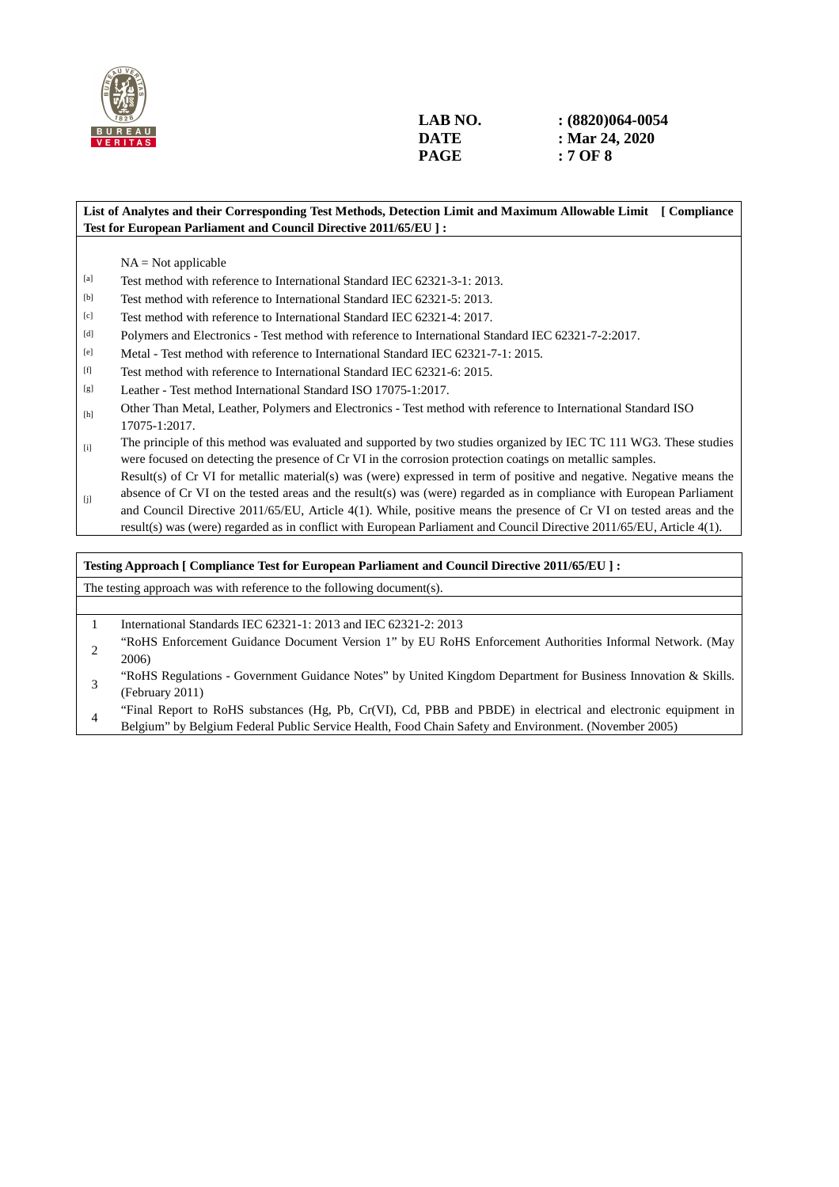**LAB NO.** : (8820)064-0054
**DATE** : Mar 24, 2020

**List of Analytes and their Corresponding Test Methods, Detection Limit and Maximum Allowable Limit [ Compliance Test for European Parliament and Council Directive 2011/65/EU ] :**

NA = Not applicable

[a] Test method with reference to International Standard IEC 62321-3-1: 2013.

[b] Test method with reference to International Standard IEC 62321-5: 2013.

[c] Test method with reference to International Standard IEC 62321-4: 2017.

[d] Polymers and Electronics - Test method with reference to International Standard IEC 62321-7-2:2017.

[e] Metal - Test method with reference to International Standard IEC 62321-7-1: 2015.

[f] Test method with reference to International Standard IEC 62321-6: 2015.

[g] Leather - Test method International Standard ISO 17075-1:2017.

[h] Other Than Metal, Leather, Polymers and Electronics - Test method with reference to International Standard ISO 17075-1:2017.

[i] The principle of this method was evaluated and supported by two studies organized by IEC TC 111 WG3. These studies were focused on detecting the presence of Cr VI in the corrosion protection coatings on metallic samples.

[j] Result(s) of Cr VI for metallic material(s) was (were) expressed in term of positive and negative. Negative means the absence of Cr VI on the tested areas and the result(s) was (were) regarded as in compliance with European Parliament and Council Directive 2011/65/EU, Article 4(1). While, positive means the presence of Cr VI on tested areas and the result(s) was (were) regarded as in conflict with European Parliament and Council Directive 2011/65/EU, Article 4(1).

**Testing Approach [ Compliance Test for European Parliament and Council Directive 2011/65/EU ] :**

The testing approach was with reference to the following document(s).

1. International Standards IEC 62321-1: 2013 and IEC 62321-2: 2013
2. "RoHS Enforcement Guidance Document Version 1" by EU RoHS Enforcement Authorities Informal Network. (May 2006)
3. "RoHS Regulations - Government Guidance Notes" by United Kingdom Department for Business Innovation & Skills. (February 2011)
4. "Final Report to RoHS substances (Hg, Pb, Cr(VI), Cd, PBB and PBDE) in electrical and electronic equipment in Belgium" by Belgium Federal Public Service Health, Food Chain Safety and Environment. (November 2005)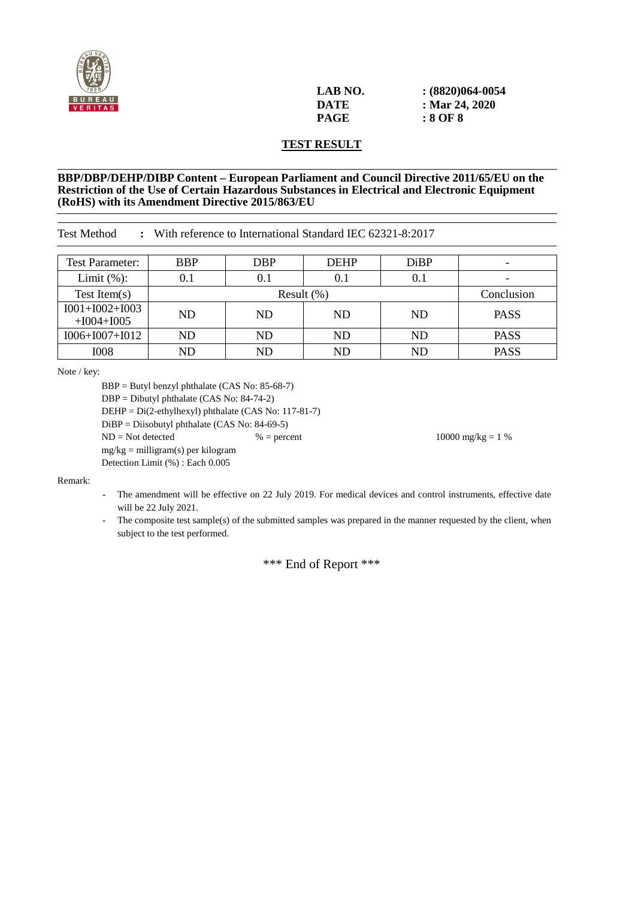**LAB NO.** : (8820)064-0054
**DATE** : Mar 24, 2020

## TEST RESULT

**BBP/DBP/DEHP/DIBP Content – European Parliament and Council Directive 2011/65/EU on the Restriction of the Use of Certain Hazardous Substances in Electrical and Electronic Equipment (RoHS) with its Amendment Directive 2015/863/EU**

Test Method : With reference to International Standard IEC 62321-8:2017

| Test Parameter: | BBP | DBP | DEHP | DiBP | - |
|---|---|---|---|---|---|
| Limit (%): | 0.1 | 0.1 | 0.1 | 0.1 | - |
| Test Item(s) | Result (%) | | | | Conclusion |
| I001+I002+I003 +I004+I005 | ND | ND | ND | ND | PASS |
| I006+I007+I012 | ND | ND | ND | ND | PASS |
| I008 | ND | ND | ND | ND | PASS |

Note / key:

BBP = Butyl benzyl phthalate (CAS No: 85-68-7)
DBP = Dibutyl phthalate (CAS No: 84-74-2)
DEHP = Di(2-ethylhexyl) phthalate (CAS No: 117-81-7)
DiBP = Diisobutyl phthalate (CAS No: 84-69-5)
ND = Not detected % = percent 10000 mg/kg = 1 %
mg/kg = milligram(s) per kilogram
Detection Limit (%) : Each 0.005

Remark:

- The amendment will be effective on 22 July 2019. For medical devices and control instruments, effective date will be 22 July 2021.
- The composite test sample(s) of the submitted samples was prepared in the manner requested by the client, when subject to the test performed.

\*\*\* End of Report \*\*\*